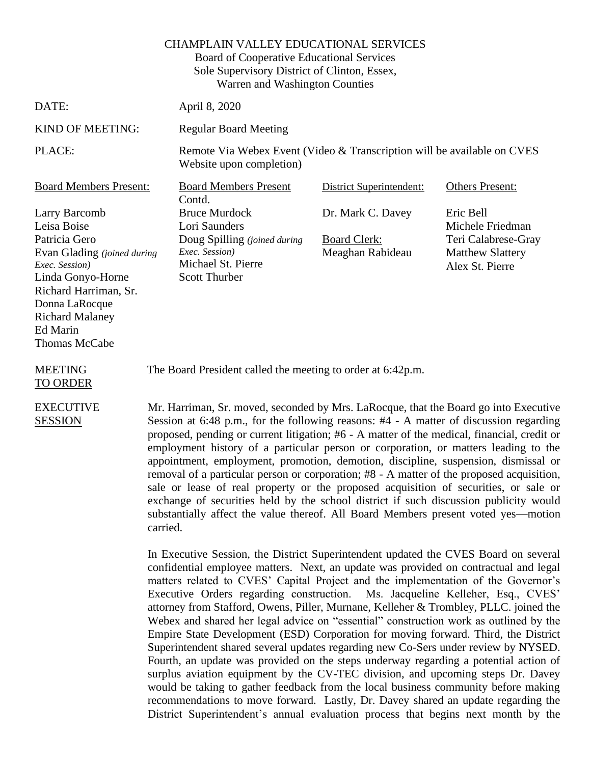CHAMPLAIN VALLEY EDUCATIONAL SERVICES
Board of Cooperative Educational Services
Sole Supervisory District of Clinton, Essex,
Warren and Washington Counties

DATE: April 8, 2020

KIND OF MEETING: Regular Board Meeting

PLACE: Remote Via Webex Event (Video & Transcription will be available on CVES Website upon completion)

| Board Members Present: | Board Members Present Contd. | District Superintendent: | Others Present: |
|---|---|---|---|
| Larry Barcomb | Bruce Murdock | Dr. Mark C. Davey | Eric Bell |
| Leisa Boise | Lori Saunders | | Michele Friedman |
| Patricia Gero | Doug Spilling *(joined during Exec. Session)* | **Board Clerk:** | Teri Calabrese-Gray |
| Evan Glading *(joined during Exec. Session)* | Michael St. Pierre | Meaghan Rabideau | Matthew Slattery |
| Linda Gonyo-Horne | Scott Thurber | | Alex St. Pierre |
| Richard Harriman, Sr. | | | |
| Donna LaRocque | | | |
| Richard Malaney | | | |
| Ed Marin | | | |
| Thomas McCabe | | | |

**MEETING TO ORDER**

The Board President called the meeting to order at 6:42p.m.

**EXECUTIVE SESSION**

Mr. Harriman, Sr. moved, seconded by Mrs. LaRocque, that the Board go into Executive Session at 6:48 p.m., for the following reasons: #4 - A matter of discussion regarding proposed, pending or current litigation; #6 - A matter of the medical, financial, credit or employment history of a particular person or corporation, or matters leading to the appointment, employment, promotion, demotion, discipline, suspension, dismissal or removal of a particular person or corporation; #8 - A matter of the proposed acquisition, sale or lease of real property or the proposed acquisition of securities, or sale or exchange of securities held by the school district if such discussion publicity would substantially affect the value thereof. All Board Members present voted yes—motion carried.

In Executive Session, the District Superintendent updated the CVES Board on several confidential employee matters. Next, an update was provided on contractual and legal matters related to CVES' Capital Project and the implementation of the Governor's Executive Orders regarding construction. Ms. Jacqueline Kelleher, Esq., CVES' attorney from Stafford, Owens, Piller, Murnane, Kelleher & Trombley, PLLC. joined the Webex and shared her legal advice on "essential" construction work as outlined by the Empire State Development (ESD) Corporation for moving forward. Third, the District Superintendent shared several updates regarding new Co-Sers under review by NYSED. Fourth, an update was provided on the steps underway regarding a potential action of surplus aviation equipment by the CV-TEC division, and upcoming steps Dr. Davey would be taking to gather feedback from the local business community before making recommendations to move forward. Lastly, Dr. Davey shared an update regarding the District Superintendent's annual evaluation process that begins next month by the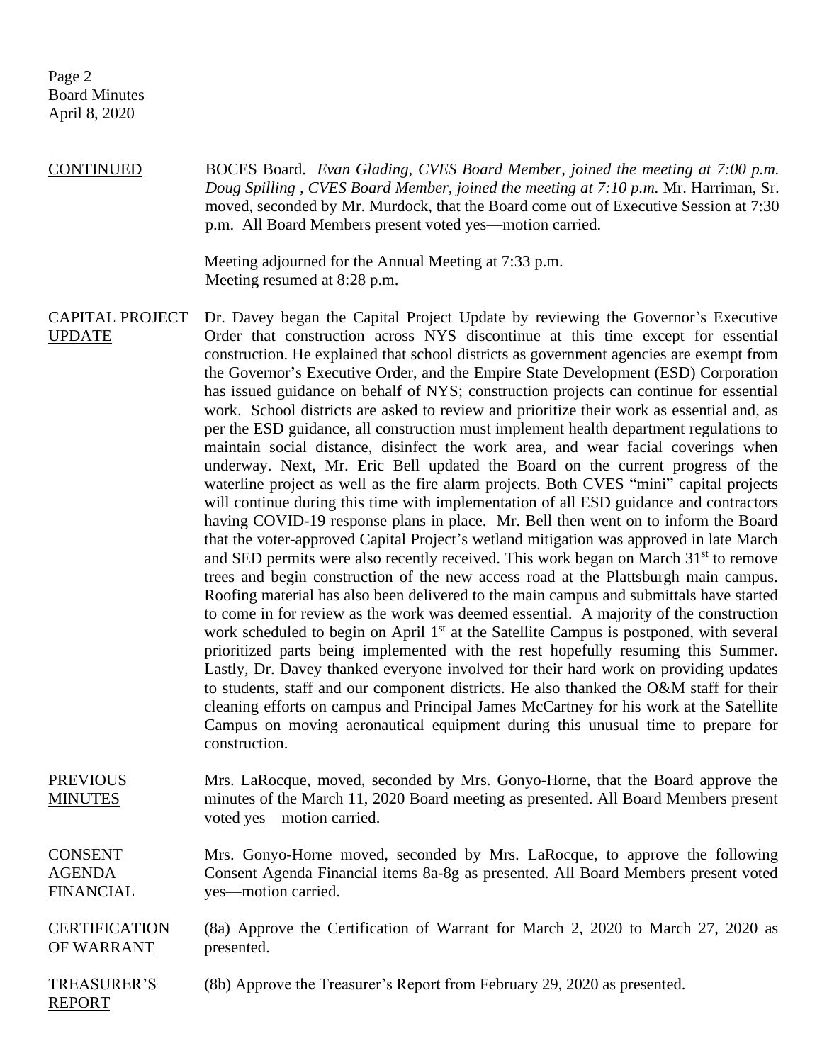CONTINUED BOCES Board. *Evan Glading, CVES Board Member, joined the meeting at 7:00 p.m. Doug Spilling , CVES Board Member, joined the meeting at 7:10 p.m.* Mr. Harriman, Sr. moved, seconded by Mr. Murdock, that the Board come out of Executive Session at 7:30 p.m. All Board Members present voted yes—motion carried.

Meeting adjourned for the Annual Meeting at 7:33 p.m.
Meeting resumed at 8:28 p.m.

CAPITAL PROJECT UPDATE Dr. Davey began the Capital Project Update by reviewing the Governor's Executive Order that construction across NYS discontinue at this time except for essential construction. He explained that school districts as government agencies are exempt from the Governor's Executive Order, and the Empire State Development (ESD) Corporation has issued guidance on behalf of NYS; construction projects can continue for essential work. School districts are asked to review and prioritize their work as essential and, as per the ESD guidance, all construction must implement health department regulations to maintain social distance, disinfect the work area, and wear facial coverings when underway. Next, Mr. Eric Bell updated the Board on the current progress of the waterline project as well as the fire alarm projects. Both CVES "mini" capital projects will continue during this time with implementation of all ESD guidance and contractors having COVID-19 response plans in place. Mr. Bell then went on to inform the Board that the voter-approved Capital Project's wetland mitigation was approved in late March and SED permits were also recently received. This work began on March 31st to remove trees and begin construction of the new access road at the Plattsburgh main campus. Roofing material has also been delivered to the main campus and submittals have started to come in for review as the work was deemed essential. A majority of the construction work scheduled to begin on April 1st at the Satellite Campus is postponed, with several prioritized parts being implemented with the rest hopefully resuming this Summer. Lastly, Dr. Davey thanked everyone involved for their hard work on providing updates to students, staff and our component districts. He also thanked the O&M staff for their cleaning efforts on campus and Principal James McCartney for his work at the Satellite Campus on moving aeronautical equipment during this unusual time to prepare for construction.

PREVIOUS MINUTES Mrs. LaRocque, moved, seconded by Mrs. Gonyo-Horne, that the Board approve the minutes of the March 11, 2020 Board meeting as presented. All Board Members present voted yes—motion carried.

CONSENT AGENDA FINANCIAL Mrs. Gonyo-Horne moved, seconded by Mrs. LaRocque, to approve the following Consent Agenda Financial items 8a-8g as presented. All Board Members present voted yes—motion carried.

CERTIFICATION OF WARRANT (8a) Approve the Certification of Warrant for March 2, 2020 to March 27, 2020 as presented.

TREASURER'S REPORT (8b) Approve the Treasurer's Report from February 29, 2020 as presented.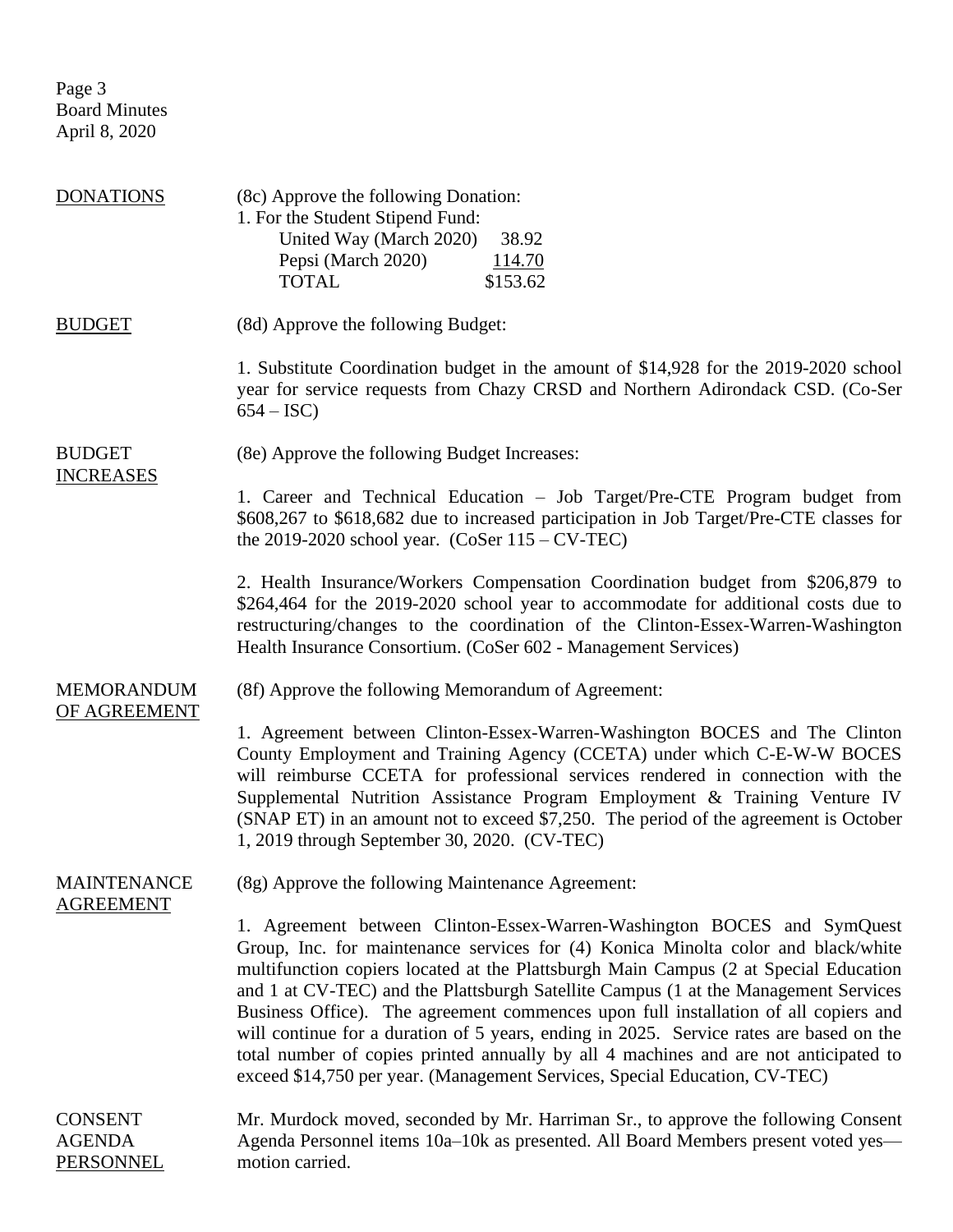**DONATIONS**

(8c) Approve the following Donation:

1. For the Student Stipend Fund:

| | |
|---|---|
| United Way (March 2020) | 38.92 |
| Pepsi (March 2020) | 114.70 |
| TOTAL | $153.62 |

**BUDGET**

(8d) Approve the following Budget:

1. Substitute Coordination budget in the amount of $14,928 for the 2019-2020 school year for service requests from Chazy CRSD and Northern Adirondack CSD. (Co-Ser 654 – ISC)

**BUDGET INCREASES**

(8e) Approve the following Budget Increases:

1. Career and Technical Education – Job Target/Pre-CTE Program budget from $608,267 to $618,682 due to increased participation in Job Target/Pre-CTE classes for the 2019-2020 school year. (CoSer 115 – CV-TEC)

2. Health Insurance/Workers Compensation Coordination budget from $206,879 to $264,464 for the 2019-2020 school year to accommodate for additional costs due to restructuring/changes to the coordination of the Clinton-Essex-Warren-Washington Health Insurance Consortium. (CoSer 602 - Management Services)

**MEMORANDUM OF AGREEMENT**

(8f) Approve the following Memorandum of Agreement:

1. Agreement between Clinton-Essex-Warren-Washington BOCES and The Clinton County Employment and Training Agency (CCETA) under which C-E-W-W BOCES will reimburse CCETA for professional services rendered in connection with the Supplemental Nutrition Assistance Program Employment & Training Venture IV (SNAP ET) in an amount not to exceed $7,250. The period of the agreement is October 1, 2019 through September 30, 2020. (CV-TEC)

**MAINTENANCE AGREEMENT**

(8g) Approve the following Maintenance Agreement:

1. Agreement between Clinton-Essex-Warren-Washington BOCES and SymQuest Group, Inc. for maintenance services for (4) Konica Minolta color and black/white multifunction copiers located at the Plattsburgh Main Campus (2 at Special Education and 1 at CV-TEC) and the Plattsburgh Satellite Campus (1 at the Management Services Business Office). The agreement commences upon full installation of all copiers and will continue for a duration of 5 years, ending in 2025. Service rates are based on the total number of copies printed annually by all 4 machines and are not anticipated to exceed $14,750 per year. (Management Services, Special Education, CV-TEC)

**CONSENT AGENDA PERSONNEL**

Mr. Murdock moved, seconded by Mr. Harriman Sr., to approve the following Consent Agenda Personnel items 10a–10k as presented. All Board Members present voted yes—motion carried.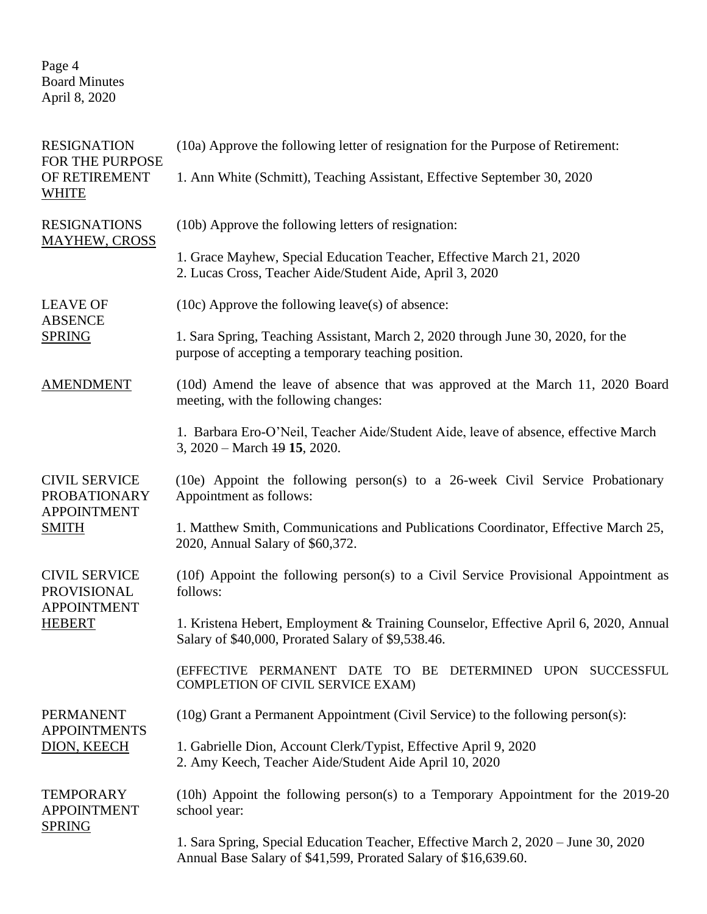RESIGNATION FOR THE PURPOSE OF RETIREMENT
WHITE

(10a) Approve the following letter of resignation for the Purpose of Retirement:

1. Ann White (Schmitt), Teaching Assistant, Effective September 30, 2020

RESIGNATIONS
MAYHEW, CROSS

(10b) Approve the following letters of resignation:

1. Grace Mayhew, Special Education Teacher, Effective March 21, 2020
2. Lucas Cross, Teacher Aide/Student Aide, April 3, 2020

LEAVE OF ABSENCE
SPRING

(10c) Approve the following leave(s) of absence:

1. Sara Spring, Teaching Assistant, March 2, 2020 through June 30, 2020, for the purpose of accepting a temporary teaching position.

AMENDMENT

(10d) Amend the leave of absence that was approved at the March 11, 2020 Board meeting, with the following changes:

1. Barbara Ero-O'Neil, Teacher Aide/Student Aide, leave of absence, effective March 3, 2020 – March ~~19~~ **15**, 2020.

CIVIL SERVICE PROBATIONARY APPOINTMENT
SMITH

(10e) Appoint the following person(s) to a 26-week Civil Service Probationary Appointment as follows:

1. Matthew Smith, Communications and Publications Coordinator, Effective March 25, 2020, Annual Salary of $60,372.

CIVIL SERVICE PROVISIONAL APPOINTMENT
HEBERT

(10f) Appoint the following person(s) to a Civil Service Provisional Appointment as follows:

1. Kristena Hebert, Employment & Training Counselor, Effective April 6, 2020, Annual Salary of $40,000, Prorated Salary of $9,538.46.

(EFFECTIVE PERMANENT DATE TO BE DETERMINED UPON SUCCESSFUL COMPLETION OF CIVIL SERVICE EXAM)

PERMANENT APPOINTMENTS
DION, KEECH

(10g) Grant a Permanent Appointment (Civil Service) to the following person(s):

1. Gabrielle Dion, Account Clerk/Typist, Effective April 9, 2020
2. Amy Keech, Teacher Aide/Student Aide April 10, 2020

TEMPORARY APPOINTMENT
SPRING

(10h) Appoint the following person(s) to a Temporary Appointment for the 2019-20 school year:

1. Sara Spring, Special Education Teacher, Effective March 2, 2020 – June 30, 2020 Annual Base Salary of $41,599, Prorated Salary of $16,639.60.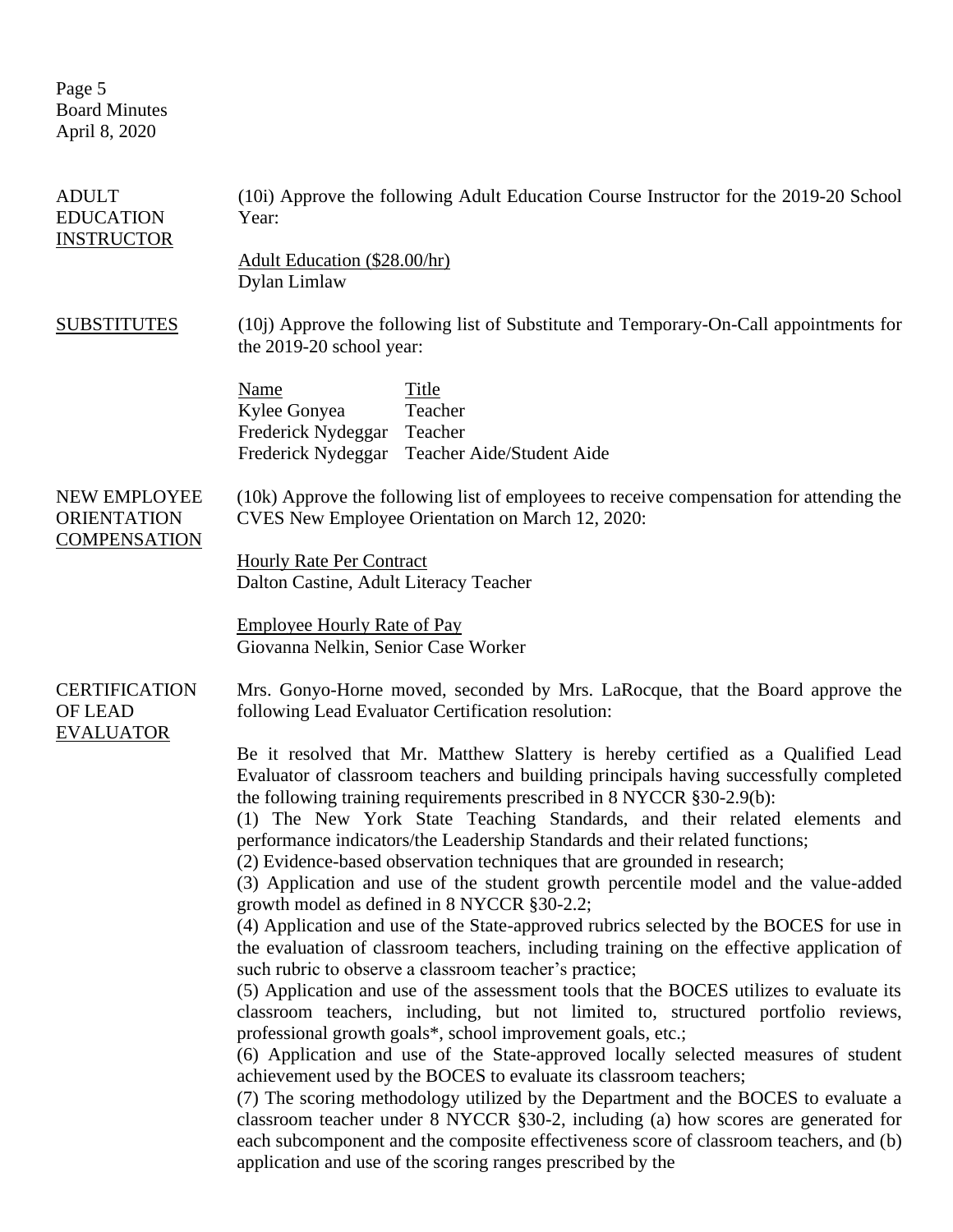**ADULT EDUCATION INSTRUCTOR**

(10i) Approve the following Adult Education Course Instructor for the 2019-20 School Year:

Adult Education ($28.00/hr)
Dylan Limlaw

**SUBSTITUTES**

(10j) Approve the following list of Substitute and Temporary-On-Call appointments for the 2019-20 school year:

| Name | Title |
|---|---|
| Kylee Gonyea | Teacher |
| Frederick Nydeggar | Teacher |
| Frederick Nydeggar | Teacher Aide/Student Aide |

**NEW EMPLOYEE ORIENTATION COMPENSATION**

(10k) Approve the following list of employees to receive compensation for attending the CVES New Employee Orientation on March 12, 2020:

Hourly Rate Per Contract
Dalton Castine, Adult Literacy Teacher

Employee Hourly Rate of Pay
Giovanna Nelkin, Senior Case Worker

**CERTIFICATION OF LEAD EVALUATOR**

Mrs. Gonyo-Horne moved, seconded by Mrs. LaRocque, that the Board approve the following Lead Evaluator Certification resolution:

Be it resolved that Mr. Matthew Slattery is hereby certified as a Qualified Lead Evaluator of classroom teachers and building principals having successfully completed the following training requirements prescribed in 8 NYCCR §30-2.9(b):
(1) The New York State Teaching Standards, and their related elements and performance indicators/the Leadership Standards and their related functions;
(2) Evidence-based observation techniques that are grounded in research;
(3) Application and use of the student growth percentile model and the value-added growth model as defined in 8 NYCCR §30-2.2;
(4) Application and use of the State-approved rubrics selected by the BOCES for use in the evaluation of classroom teachers, including training on the effective application of such rubric to observe a classroom teacher's practice;
(5) Application and use of the assessment tools that the BOCES utilizes to evaluate its classroom teachers, including, but not limited to, structured portfolio reviews, professional growth goals*, school improvement goals, etc.;
(6) Application and use of the State-approved locally selected measures of student achievement used by the BOCES to evaluate its classroom teachers;
(7) The scoring methodology utilized by the Department and the BOCES to evaluate a classroom teacher under 8 NYCCR §30-2, including (a) how scores are generated for each subcomponent and the composite effectiveness score of classroom teachers, and (b) application and use of the scoring ranges prescribed by the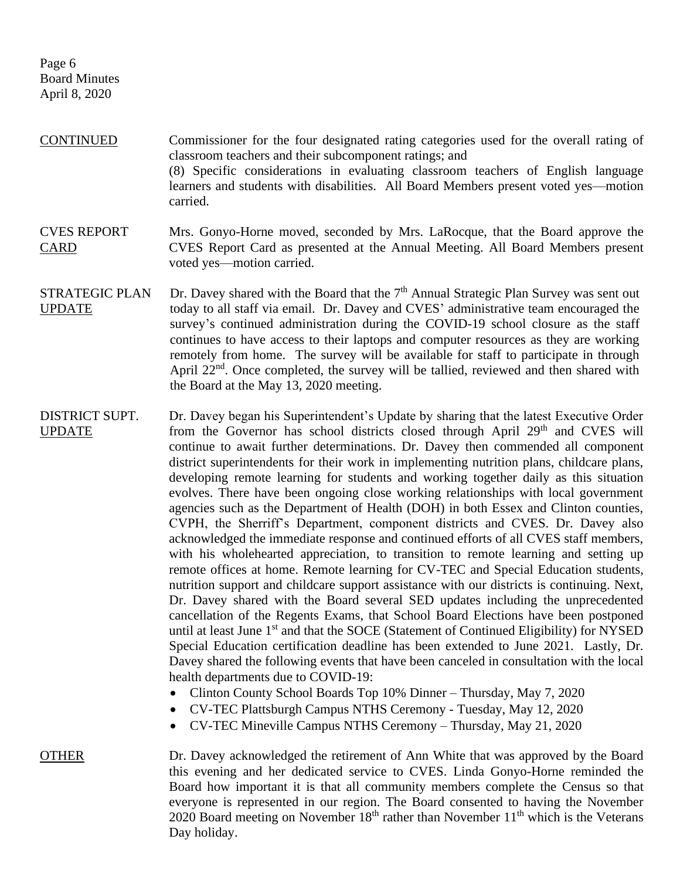**CONTINUED** Commissioner for the four designated rating categories used for the overall rating of classroom teachers and their subcomponent ratings; and
(8) Specific considerations in evaluating classroom teachers of English language learners and students with disabilities. All Board Members present voted yes—motion carried.

**CVES REPORT CARD** Mrs. Gonyo-Horne moved, seconded by Mrs. LaRocque, that the Board approve the CVES Report Card as presented at the Annual Meeting. All Board Members present voted yes—motion carried.

**STRATEGIC PLAN UPDATE** Dr. Davey shared with the Board that the 7th Annual Strategic Plan Survey was sent out today to all staff via email. Dr. Davey and CVES' administrative team encouraged the survey's continued administration during the COVID-19 school closure as the staff continues to have access to their laptops and computer resources as they are working remotely from home. The survey will be available for staff to participate in through April 22nd. Once completed, the survey will be tallied, reviewed and then shared with the Board at the May 13, 2020 meeting.

**DISTRICT SUPT. UPDATE** Dr. Davey began his Superintendent's Update by sharing that the latest Executive Order from the Governor has school districts closed through April 29th and CVES will continue to await further determinations. Dr. Davey then commended all component district superintendents for their work in implementing nutrition plans, childcare plans, developing remote learning for students and working together daily as this situation evolves. There have been ongoing close working relationships with local government agencies such as the Department of Health (DOH) in both Essex and Clinton counties, CVPH, the Sherriff's Department, component districts and CVES. Dr. Davey also acknowledged the immediate response and continued efforts of all CVES staff members, with his wholehearted appreciation, to transition to remote learning and setting up remote offices at home. Remote learning for CV-TEC and Special Education students, nutrition support and childcare support assistance with our districts is continuing. Next, Dr. Davey shared with the Board several SED updates including the unprecedented cancellation of the Regents Exams, that School Board Elections have been postponed until at least June 1st and that the SOCE (Statement of Continued Eligibility) for NYSED Special Education certification deadline has been extended to June 2021. Lastly, Dr. Davey shared the following events that have been canceled in consultation with the local health departments due to COVID-19:

- Clinton County School Boards Top 10% Dinner – Thursday, May 7, 2020
- CV-TEC Plattsburgh Campus NTHS Ceremony - Tuesday, May 12, 2020
- CV-TEC Mineville Campus NTHS Ceremony – Thursday, May 21, 2020

**OTHER** Dr. Davey acknowledged the retirement of Ann White that was approved by the Board this evening and her dedicated service to CVES. Linda Gonyo-Horne reminded the Board how important it is that all community members complete the Census so that everyone is represented in our region. The Board consented to having the November 2020 Board meeting on November 18th rather than November 11th which is the Veterans Day holiday.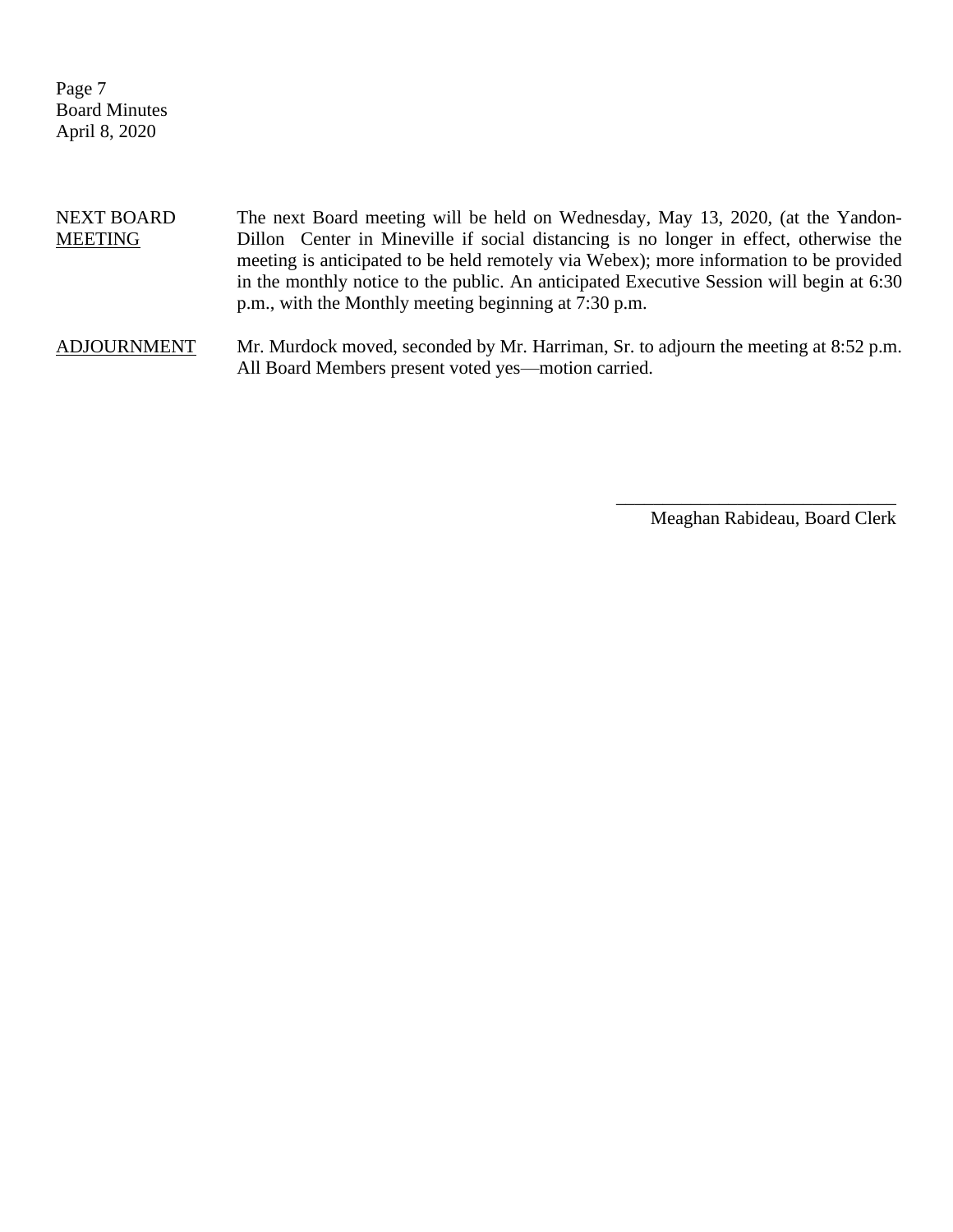**NEXT BOARD MEETING** The next Board meeting will be held on Wednesday, May 13, 2020, (at the Yandon-Dillon Center in Mineville if social distancing is no longer in effect, otherwise the meeting is anticipated to be held remotely via Webex); more information to be provided in the monthly notice to the public. An anticipated Executive Session will begin at 6:30 p.m., with the Monthly meeting beginning at 7:30 p.m.

**ADJOURNMENT** Mr. Murdock moved, seconded by Mr. Harriman, Sr. to adjourn the meeting at 8:52 p.m. All Board Members present voted yes—motion carried.

\_\_\_\_\_\_\_\_\_\_\_\_\_\_\_\_\_\_\_\_\_\_\_\_\_\_\_\_\_\_

Meaghan Rabideau, Board Clerk